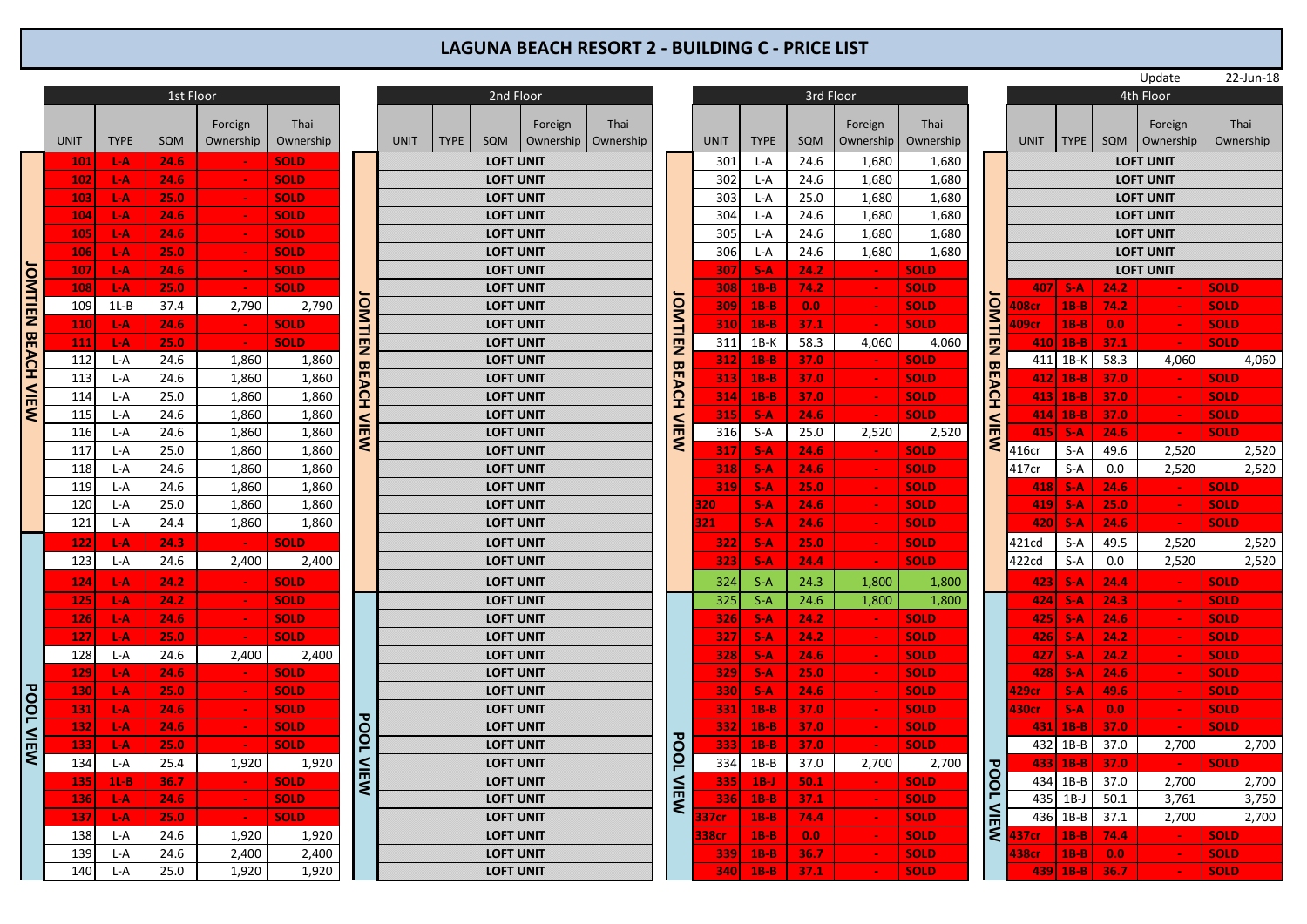# LAGUNA BEACH RESORT 2 - BUILDING C - PRICE LIST

Update 22-Jun-18

## 1st Floor

| VIEW | UNIT | TYPE | SQM | Foreign Ownership | Thai Ownership |
|---|---|---|---|---|---|
| JOMTIEN BEACH VIEW | 101 | L-A | 24.6 | - | SOLD |
| JOMTIEN BEACH VIEW | 102 | L-A | 24.6 | - | SOLD |
| JOMTIEN BEACH VIEW | 103 | L-A | 25.0 | - | SOLD |
| JOMTIEN BEACH VIEW | 104 | L-A | 24.6 | - | SOLD |
| JOMTIEN BEACH VIEW | 105 | L-A | 24.6 | - | SOLD |
| JOMTIEN BEACH VIEW | 106 | L-A | 25.0 | - | SOLD |
| JOMTIEN BEACH VIEW | 107 | L-A | 24.6 | - | SOLD |
| JOMTIEN BEACH VIEW | 108 | L-A | 25.0 | - | SOLD |
| JOMTIEN BEACH VIEW | 109 | 1L-B | 37.4 | 2,790 | 2,790 |
| JOMTIEN BEACH VIEW | 110 | L-A | 24.6 | - | SOLD |
| JOMTIEN BEACH VIEW | 111 | L-A | 25.0 | - | SOLD |
| JOMTIEN BEACH VIEW | 112 | L-A | 24.6 | 1,860 | 1,860 |
| JOMTIEN BEACH VIEW | 113 | L-A | 24.6 | 1,860 | 1,860 |
| JOMTIEN BEACH VIEW | 114 | L-A | 25.0 | 1,860 | 1,860 |
| JOMTIEN BEACH VIEW | 115 | L-A | 24.6 | 1,860 | 1,860 |
| JOMTIEN BEACH VIEW | 116 | L-A | 24.6 | 1,860 | 1,860 |
| JOMTIEN BEACH VIEW | 117 | L-A | 25.0 | 1,860 | 1,860 |
| JOMTIEN BEACH VIEW | 118 | L-A | 24.6 | 1,860 | 1,860 |
| JOMTIEN BEACH VIEW | 119 | L-A | 24.6 | 1,860 | 1,860 |
| JOMTIEN BEACH VIEW | 120 | L-A | 25.0 | 1,860 | 1,860 |
| JOMTIEN BEACH VIEW | 121 | L-A | 24.4 | 1,860 | 1,860 |
| POOL VIEW | 122 | L-A | 24.3 | - | SOLD |
| POOL VIEW | 123 | L-A | 24.6 | 2,400 | 2,400 |
| POOL VIEW | 124 | L-A | 24.2 | - | SOLD |
| POOL VIEW | 125 | L-A | 24.2 | - | SOLD |
| POOL VIEW | 126 | L-A | 24.6 | - | SOLD |
| POOL VIEW | 127 | L-A | 25.0 | - | SOLD |
| POOL VIEW | 128 | L-A | 24.6 | 2,400 | 2,400 |
| POOL VIEW | 129 | L-A | 24.6 | - | SOLD |
| POOL VIEW | 130 | L-A | 25.0 | - | SOLD |
| POOL VIEW | 131 | L-A | 24.6 | - | SOLD |
| POOL VIEW | 132 | L-A | 24.6 | - | SOLD |
| POOL VIEW | 133 | L-A | 25.0 | - | SOLD |
| POOL VIEW | 134 | L-A | 25.4 | 1,920 | 1,920 |
| POOL VIEW | 135 | 1L-B | 36.7 | - | SOLD |
| POOL VIEW | 136 | L-A | 24.6 | - | SOLD |
| POOL VIEW | 137 | L-A | 25.0 | - | SOLD |
| POOL VIEW | 138 | L-A | 24.6 | 1,920 | 1,920 |
| POOL VIEW | 139 | L-A | 24.6 | 2,400 | 2,400 |
| POOL VIEW | 140 | L-A | 25.0 | 1,920 | 1,920 |

## 2nd Floor

| VIEW | UNIT | TYPE | SQM | Foreign Ownership | Thai Ownership |
|---|---|---|---|---|---|
| JOMTIEN BEACH VIEW | LOFT UNIT (rows 1–23) | | | | |
| POOL VIEW | LOFT UNIT (rows 24–40) | | | | |

## 3rd Floor

| VIEW | UNIT | TYPE | SQM | Foreign Ownership | Thai Ownership |
|---|---|---|---|---|---|
| JOMTIEN BEACH VIEW | 301 | L-A | 24.6 | 1,680 | 1,680 |
| JOMTIEN BEACH VIEW | 302 | L-A | 24.6 | 1,680 | 1,680 |
| JOMTIEN BEACH VIEW | 303 | L-A | 25.0 | 1,680 | 1,680 |
| JOMTIEN BEACH VIEW | 304 | L-A | 24.6 | 1,680 | 1,680 |
| JOMTIEN BEACH VIEW | 305 | L-A | 24.6 | 1,680 | 1,680 |
| JOMTIEN BEACH VIEW | 306 | L-A | 24.6 | 1,680 | 1,680 |
| JOMTIEN BEACH VIEW | 307 | S-A | 24.2 | - | SOLD |
| JOMTIEN BEACH VIEW | 308 | 1B-B | 74.2 | - | SOLD |
| JOMTIEN BEACH VIEW | 309 | 1B-B | 0.0 | - | SOLD |
| JOMTIEN BEACH VIEW | 310 | 1B-B | 37.1 | - | SOLD |
| JOMTIEN BEACH VIEW | 311 | 1B-K | 58.3 | 4,060 | 4,060 |
| JOMTIEN BEACH VIEW | 312 | 1B-B | 37.0 | - | SOLD |
| JOMTIEN BEACH VIEW | 313 | 1B-B | 37.0 | - | SOLD |
| JOMTIEN BEACH VIEW | 314 | 1B-B | 37.0 | - | SOLD |
| JOMTIEN BEACH VIEW | 315 | S-A | 24.6 | - | SOLD |
| JOMTIEN BEACH VIEW | 316 | S-A | 25.0 | 2,520 | 2,520 |
| JOMTIEN BEACH VIEW | 317 | S-A | 24.6 | - | SOLD |
| JOMTIEN BEACH VIEW | 318 | S-A | 24.6 | - | SOLD |
| JOMTIEN BEACH VIEW | 319 | S-A | 25.0 | - | SOLD |
| JOMTIEN BEACH VIEW | 320 | S-A | 24.6 | - | SOLD |
| JOMTIEN BEACH VIEW | 321 | S-A | 24.6 | - | SOLD |
| JOMTIEN BEACH VIEW | 322 | S-A | 25.0 | - | SOLD |
| JOMTIEN BEACH VIEW | 323 | S-A | 24.4 | - | SOLD |
| JOMTIEN BEACH VIEW | 324 | S-A | 24.3 | 1,800 | 1,800 |
| POOL VIEW | 325 | S-A | 24.6 | 1,800 | 1,800 |
| POOL VIEW | 326 | S-A | 24.2 | - | SOLD |
| POOL VIEW | 327 | S-A | 24.2 | - | SOLD |
| POOL VIEW | 328 | S-A | 24.6 | - | SOLD |
| POOL VIEW | 329 | S-A | 25.0 | - | SOLD |
| POOL VIEW | 330 | S-A | 24.6 | - | SOLD |
| POOL VIEW | 331 | 1B-B | 37.0 | - | SOLD |
| POOL VIEW | 332 | 1B-B | 37.0 | - | SOLD |
| POOL VIEW | 333 | 1B-B | 37.0 | - | SOLD |
| POOL VIEW | 334 | 1B-B | 37.0 | 2,700 | 2,700 |
| POOL VIEW | 335 | 1B-J | 50.1 | - | SOLD |
| POOL VIEW | 336 | 1B-B | 37.1 | - | SOLD |
| POOL VIEW | 337cr | 1B-B | 74.4 | - | SOLD |
| POOL VIEW | 338cr | 1B-B | 0.0 | - | SOLD |
| POOL VIEW | 339 | 1B-B | 36.7 | - | SOLD |
| POOL VIEW | 340 | 1B-B | 37.1 | - | SOLD |

## 4th Floor

| VIEW | UNIT | TYPE | SQM | Foreign Ownership | Thai Ownership |
|---|---|---|---|---|---|
| JOMTIEN BEACH VIEW | LOFT UNIT | | | | |
| JOMTIEN BEACH VIEW | LOFT UNIT | | | | |
| JOMTIEN BEACH VIEW | LOFT UNIT | | | | |
| JOMTIEN BEACH VIEW | LOFT UNIT | | | | |
| JOMTIEN BEACH VIEW | LOFT UNIT | | | | |
| JOMTIEN BEACH VIEW | LOFT UNIT | | | | |
| JOMTIEN BEACH VIEW | LOFT UNIT | | | | |
| JOMTIEN BEACH VIEW | 407 | S-A | 24.2 | - | SOLD |
| JOMTIEN BEACH VIEW | 408cr | 1B-B | 74.2 | - | SOLD |
| JOMTIEN BEACH VIEW | 409cr | 1B-B | 0.0 | - | SOLD |
| JOMTIEN BEACH VIEW | 410 | 1B-B | 37.1 | - | SOLD |
| JOMTIEN BEACH VIEW | 411 | 1B-K | 58.3 | 4,060 | 4,060 |
| JOMTIEN BEACH VIEW | 412 | 1B-B | 37.0 | - | SOLD |
| JOMTIEN BEACH VIEW | 413 | 1B-B | 37.0 | - | SOLD |
| JOMTIEN BEACH VIEW | 414 | 1B-B | 37.0 | - | SOLD |
| JOMTIEN BEACH VIEW | 415 | S-A | 24.6 | - | SOLD |
| JOMTIEN BEACH VIEW | 416cr | S-A | 49.6 | 2,520 | 2,520 |
| JOMTIEN BEACH VIEW | 417cr | S-A | 0.0 | 2,520 | 2,520 |
| JOMTIEN BEACH VIEW | 418 | S-A | 24.6 | - | SOLD |
| JOMTIEN BEACH VIEW | 419 | S-A | 25.0 | - | SOLD |
| JOMTIEN BEACH VIEW | 420 | S-A | 24.6 | - | SOLD |
| JOMTIEN BEACH VIEW | 421cd | S-A | 49.5 | 2,520 | 2,520 |
| JOMTIEN BEACH VIEW | 422cd | S-A | 0.0 | 2,520 | 2,520 |
| JOMTIEN BEACH VIEW | 423 | S-A | 24.4 | - | SOLD |
| POOL VIEW | 424 | S-A | 24.3 | - | SOLD |
| POOL VIEW | 425 | S-A | 24.6 | - | SOLD |
| POOL VIEW | 426 | S-A | 24.2 | - | SOLD |
| POOL VIEW | 427 | S-A | 24.2 | - | SOLD |
| POOL VIEW | 428 | S-A | 24.6 | - | SOLD |
| POOL VIEW | 429cr | S-A | 49.6 | - | SOLD |
| POOL VIEW | 430cr | S-A | 0.0 | - | SOLD |
| POOL VIEW | 431 | 1B-B | 37.0 | - | SOLD |
| POOL VIEW | 432 | 1B-B | 37.0 | 2,700 | 2,700 |
| POOL VIEW | 433 | 1B-B | 37.0 | - | SOLD |
| POOL VIEW | 434 | 1B-B | 37.0 | 2,700 | 2,700 |
| POOL VIEW | 435 | 1B-J | 50.1 | 3,761 | 3,750 |
| POOL VIEW | 436 | 1B-B | 37.1 | 2,700 | 2,700 |
| POOL VIEW | 437cr | 1B-B | 74.4 | - | SOLD |
| POOL VIEW | 438cr | 1B-B | 0.0 | - | SOLD |
| POOL VIEW | 439 | 1B-B | 36.7 | - | SOLD |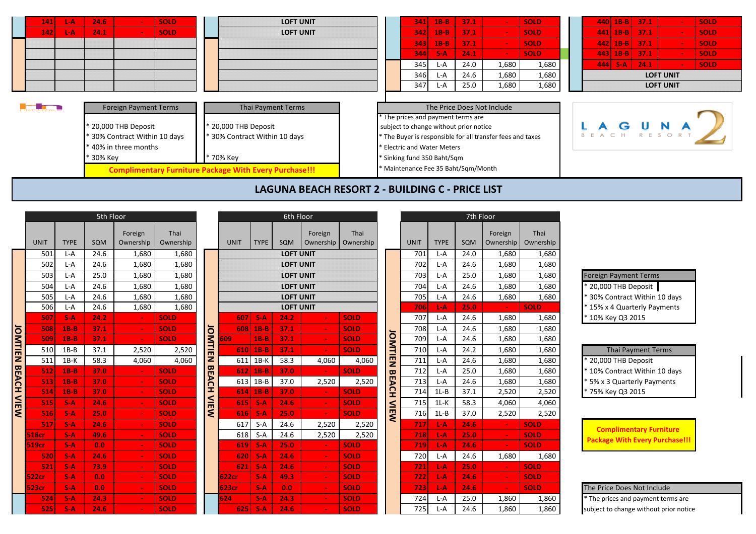| UNIT | TYPE | SQM | Foreign Ownership | Thai Ownership |
|---|---|---|---|---|
| 141 | L-A | 24.6 | - | SOLD |
| 142 | L-A | 24.1 | - | SOLD |

| |
|---|
| LOFT UNIT |
| LOFT UNIT |

| UNIT | TYPE | SQM | Foreign Ownership | Thai Ownership |
|---|---|---|---|---|
| 341 | 1B-B | 37.1 | - | SOLD |
| 342 | 1B-B | 37.1 | - | SOLD |
| 343 | 1B-B | 37.1 | - | SOLD |
| 344 | S-A | 24.1 | - | SOLD |
| 345 | L-A | 24.0 | 1,680 | 1,680 |
| 346 | L-A | 24.6 | 1,680 | 1,680 |
| 347 | L-A | 25.0 | 1,680 | 1,680 |

| UNIT | TYPE | SQM | Foreign Ownership | Thai Ownership |
|---|---|---|---|---|
| 440 | 1B-B | 37.1 | - | SOLD |
| 441 | 1B-B | 37.1 | - | SOLD |
| 442 | 1B-B | 37.1 | - | SOLD |
| 443 | 1B-B | 37.1 | - | SOLD |
| 444 | S-A | 24.1 | - | SOLD |
| LOFT UNIT | | | | |
| LOFT UNIT | | | | |

**Foreign Payment Terms**
* 20,000 THB Deposit
* 30% Contract Within 10 days
* 40% in three months
* 30% Key

**Thai Payment Terms**
* 20,000 THB Deposit
* 30% Contract Within 10 days
* 70% Key

**Complimentary Furniture Package With Every Purchase!!!**

**The Price Does Not Include**
* The prices and payment terms are subject to change without prior notice
* The Buyer is responsible for all transfer fees and taxes
* Electric and Water Meters
* Sinking fund 350 Baht/Sqm
* Maintenance Fee 35 Baht/Sqm/Month

LAGUNA 2 BEACH RESORT

# LAGUNA BEACH RESORT 2 - BUILDING C - PRICE LIST

JOMTIEN BEACH VIEW

## 5th Floor

| UNIT | TYPE | SQM | Foreign Ownership | Thai Ownership |
|---|---|---|---|---|
| 501 | L-A | 24.6 | 1,680 | 1,680 |
| 502 | L-A | 24.6 | 1,680 | 1,680 |
| 503 | L-A | 25.0 | 1,680 | 1,680 |
| 504 | L-A | 24.6 | 1,680 | 1,680 |
| 505 | L-A | 24.6 | 1,680 | 1,680 |
| 506 | L-A | 24.6 | 1,680 | 1,680 |
| 507 | S-A | 24.2 | - | SOLD |
| 508 | 1B-B | 37.1 | - | SOLD |
| 509 | 1B-B | 37.1 | - | SOLD |
| 510 | 1B-B | 37.1 | 2,520 | 2,520 |
| 511 | 1B-K | 58.3 | 4,060 | 4,060 |
| 512 | 1B-B | 37.0 | - | SOLD |
| 513 | 1B-B | 37.0 | - | SOLD |
| 514 | 1B-B | 37.0 | - | SOLD |
| 515 | S-A | 24.6 | - | SOLD |
| 516 | S-A | 25.0 | - | SOLD |
| 517 | S-A | 24.6 | - | SOLD |
| 518cr | S-A | 49.6 | - | SOLD |
| 519cr | S-A | 0.0 | - | SOLD |
| 520 | S-A | 24.6 | - | SOLD |
| 521 | S-A | 73.9 | - | SOLD |
| 522cr | S-A | 0.0 | - | SOLD |
| 523cr | S-A | 0.0 | - | SOLD |
| 524 | S-A | 24.3 | - | SOLD |
| 525 | S-A | 24.6 | - | SOLD |

## 6th Floor

| UNIT | TYPE | SQM | Foreign Ownership | Thai Ownership |
|---|---|---|---|---|
| LOFT UNIT | | | | |
| LOFT UNIT | | | | |
| LOFT UNIT | | | | |
| LOFT UNIT | | | | |
| LOFT UNIT | | | | |
| LOFT UNIT | | | | |
| 607 | S-A | 24.2 | - | SOLD |
| 608 | 1B-B | 37.1 | - | SOLD |
| 609 | 1B-B | 37.1 | - | SOLD |
| 610 | 1B-B | 37.1 | - | SOLD |
| 611 | 1B-K | 58.3 | 4,060 | 4,060 |
| 612 | 1B-B | 37.0 | - | SOLD |
| 613 | 1B-B | 37.0 | 2,520 | 2,520 |
| 614 | 1B-B | 37.0 | - | SOLD |
| 615 | S-A | 24.6 | - | SOLD |
| 616 | S-A | 25.0 | - | SOLD |
| 617 | S-A | 24.6 | 2,520 | 2,520 |
| 618 | S-A | 24.6 | 2,520 | 2,520 |
| 619 | S-A | 25.0 | - | SOLD |
| 620 | S-A | 24.6 | - | SOLD |
| 621 | S-A | 24.6 | - | SOLD |
| 622cr | S-A | 49.3 | - | SOLD |
| 623cr | S-A | 0.0 | - | SOLD |
| 624 | S-A | 24.3 | - | SOLD |
| 625 | S-A | 24.6 | - | SOLD |

## 7th Floor

| UNIT | TYPE | SQM | Foreign Ownership | Thai Ownership |
|---|---|---|---|---|
| 701 | L-A | 24.0 | 1,680 | 1,680 |
| 702 | L-A | 24.6 | 1,680 | 1,680 |
| 703 | L-A | 25.0 | 1,680 | 1,680 |
| 704 | L-A | 24.6 | 1,680 | 1,680 |
| 705 | L-A | 24.6 | 1,680 | 1,680 |
| 706 | L-A | 25.0 | - | SOLD |
| 707 | L-A | 24.6 | 1,680 | 1,680 |
| 708 | L-A | 24.6 | 1,680 | 1,680 |
| 709 | L-A | 24.6 | 1,680 | 1,680 |
| 710 | L-A | 24.2 | 1,680 | 1,680 |
| 711 | L-A | 24.6 | 1,680 | 1,680 |
| 712 | L-A | 25.0 | 1,680 | 1,680 |
| 713 | L-A | 24.6 | 1,680 | 1,680 |
| 714 | 1L-B | 37.1 | 2,520 | 2,520 |
| 715 | 1L-K | 58.3 | 4,060 | 4,060 |
| 716 | 1L-B | 37.0 | 2,520 | 2,520 |
| 717 | L-A | 24.6 | - | SOLD |
| 718 | L-A | 25.0 | - | SOLD |
| 719 | L-A | 24.6 | - | SOLD |
| 720 | L-A | 24.6 | 1,680 | 1,680 |
| 721 | L-A | 25.0 | - | SOLD |
| 722 | L-A | 24.6 | - | SOLD |
| 723 | L-A | 24.6 | - | SOLD |
| 724 | L-A | 25.0 | 1,860 | 1,860 |
| 725 | L-A | 24.6 | 1,860 | 1,860 |

**Foreign Payment Terms**
* 20,000 THB Deposit
* 30% Contract Within 10 days
* 15% x 4 Quarterly Payments
* 10% Key Q3 2015

**Thai Payment Terms**
* 20,000 THB Deposit
* 10% Contract Within 10 days
* 5% x 3 Quarterly Payments
* 75% Key Q3 2015

**Complimentary Furniture Package With Every Purchase!!!**

**The Price Does Not Include**
* The prices and payment terms are subject to change without prior notice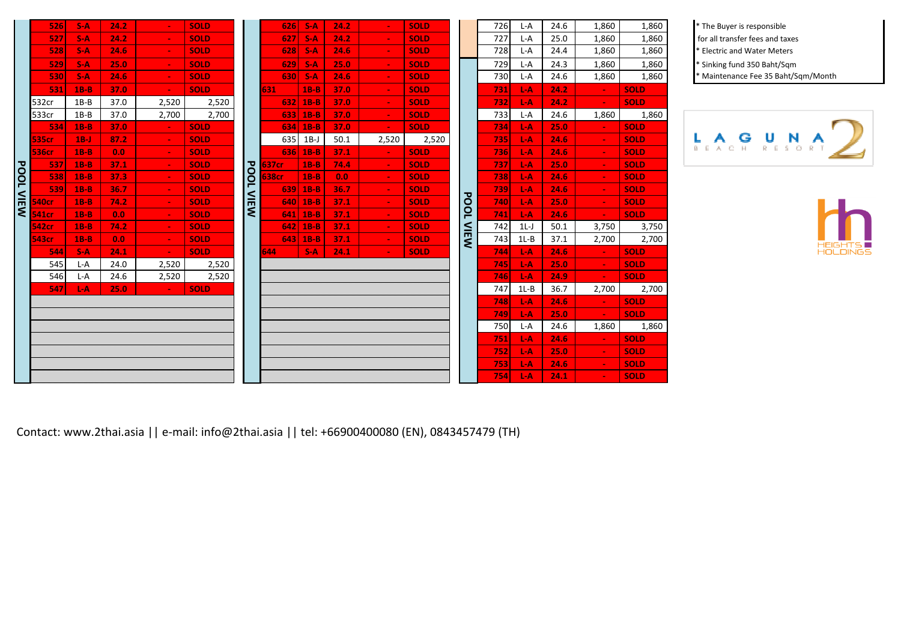| | | | | | |
|---|---|---|---|---|---|
| POOL VIEW | 526 | S-A | 24.2 | - | SOLD |
| | 527 | S-A | 24.2 | - | SOLD |
| | 528 | S-A | 24.6 | - | SOLD |
| | 529 | S-A | 25.0 | - | SOLD |
| | 530 | S-A | 24.6 | - | SOLD |
| | 531 | 1B-B | 37.0 | - | SOLD |
| | 532cr | 1B-B | 37.0 | 2,520 | 2,520 |
| | 533cr | 1B-B | 37.0 | 2,700 | 2,700 |
| | 534 | 1B-B | 37.0 | - | SOLD |
| | 535cr | 1B-J | 87.2 | - | SOLD |
| | 536cr | 1B-B | 0.0 | - | SOLD |
| | 537 | 1B-B | 37.1 | - | SOLD |
| | 538 | 1B-B | 37.3 | - | SOLD |
| | 539 | 1B-B | 36.7 | - | SOLD |
| | 540cr | 1B-B | 74.2 | - | SOLD |
| | 541cr | 1B-B | 0.0 | - | SOLD |
| | 542cr | 1B-B | 74.2 | - | SOLD |
| | 543cr | 1B-B | 0.0 | - | SOLD |
| | 544 | S-A | 24.1 | - | SOLD |
| | 545 | L-A | 24.0 | 2,520 | 2,520 |
| | 546 | L-A | 24.6 | 2,520 | 2,520 |
| | 547 | L-A | 25.0 | - | SOLD |

| | | | | | |
|---|---|---|---|---|---|
| POOL VIEW | 626 | S-A | 24.2 | - | SOLD |
| | 627 | S-A | 24.2 | - | SOLD |
| | 628 | S-A | 24.6 | - | SOLD |
| | 629 | S-A | 25.0 | - | SOLD |
| | 630 | S-A | 24.6 | - | SOLD |
| | 631 | 1B-B | 37.0 | - | SOLD |
| | 632 | 1B-B | 37.0 | - | SOLD |
| | 633 | 1B-B | 37.0 | - | SOLD |
| | 634 | 1B-B | 37.0 | - | SOLD |
| | 635 | 1B-J | 50.1 | 2,520 | 2,520 |
| | 636 | 1B-B | 37.1 | - | SOLD |
| | 637cr | 1B-B | 74.4 | - | SOLD |
| | 638cr | 1B-B | 0.0 | - | SOLD |
| | 639 | 1B-B | 36.7 | - | SOLD |
| | 640 | 1B-B | 37.1 | - | SOLD |
| | 641 | 1B-B | 37.1 | - | SOLD |
| | 642 | 1B-B | 37.1 | - | SOLD |
| | 643 | 1B-B | 37.1 | - | SOLD |
| | 644 | S-A | 24.1 | - | SOLD |

| | | | | | |
|---|---|---|---|---|---|
| | 726 | L-A | 24.6 | 1,860 | 1,860 |
| | 727 | L-A | 25.0 | 1,860 | 1,860 |
| | 728 | L-A | 24.4 | 1,860 | 1,860 |
| POOL VIEW | 729 | L-A | 24.3 | 1,860 | 1,860 |
| | 730 | L-A | 24.6 | 1,860 | 1,860 |
| | 731 | L-A | 24.2 | - | SOLD |
| | 732 | L-A | 24.2 | - | SOLD |
| | 733 | L-A | 24.6 | 1,860 | 1,860 |
| | 734 | L-A | 25.0 | - | SOLD |
| | 735 | L-A | 24.6 | - | SOLD |
| | 736 | L-A | 24.6 | - | SOLD |
| | 737 | L-A | 25.0 | - | SOLD |
| | 738 | L-A | 24.6 | - | SOLD |
| | 739 | L-A | 24.6 | - | SOLD |
| | 740 | L-A | 25.0 | - | SOLD |
| | 741 | L-A | 24.6 | - | SOLD |
| | 742 | 1L-J | 50.1 | 3,750 | 3,750 |
| | 743 | 1L-B | 37.1 | 2,700 | 2,700 |
| | 744 | L-A | 24.6 | - | SOLD |
| | 745 | L-A | 25.0 | - | SOLD |
| | 746 | L-A | 24.9 | - | SOLD |
| | 747 | 1L-B | 36.7 | 2,700 | 2,700 |
| | 748 | L-A | 24.6 | - | SOLD |
| | 749 | L-A | 25.0 | - | SOLD |
| | 750 | L-A | 24.6 | 1,860 | 1,860 |
| | 751 | L-A | 24.6 | - | SOLD |
| | 752 | L-A | 25.0 | - | SOLD |
| | 753 | L-A | 24.6 | - | SOLD |
| | 754 | L-A | 24.1 | - | SOLD |

* The Buyer is responsible for all transfer fees and taxes
* Electric and Water Meters
* Sinking fund 350 Baht/Sqm
* Maintenance Fee 35 Baht/Sqm/Month

LAGUNA 2 BEACH RESORT

HEIGHTS HOLDINGS

Contact: www.2thai.asia || e-mail: info@2thai.asia || tel: +66900400080 (EN), 0843457479 (TH)